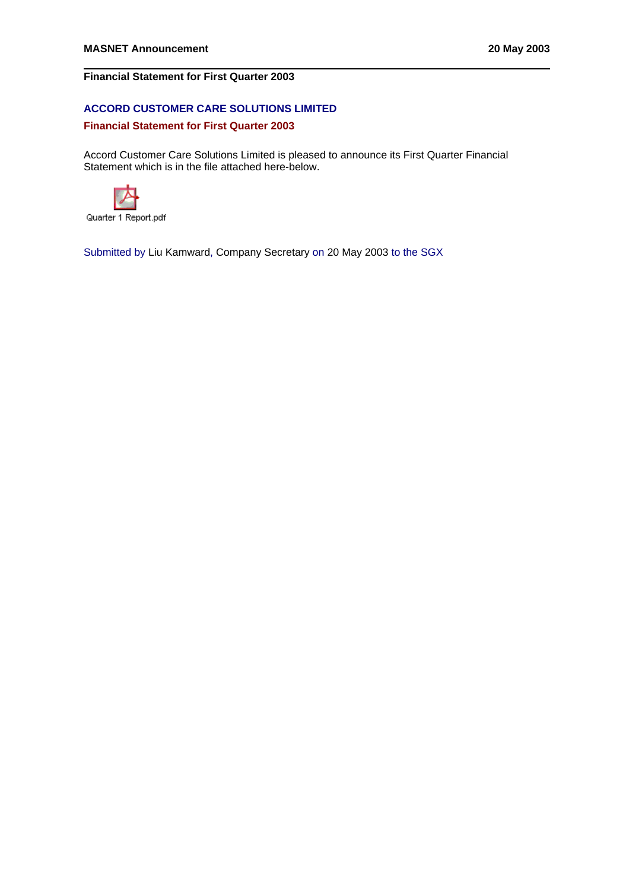**MASNET Announcement** **20 May 2003**

**Financial Statement for First Quarter 2003**

## ACCORD CUSTOMER CARE SOLUTIONS LIMITED

### Financial Statement for First Quarter 2003

Accord Customer Care Solutions Limited is pleased to announce its First Quarter Financial Statement which is in the file attached here-below.

Quarter 1 Report.pdf

Submitted by Liu Kamward, Company Secretary on 20 May 2003 to the SGX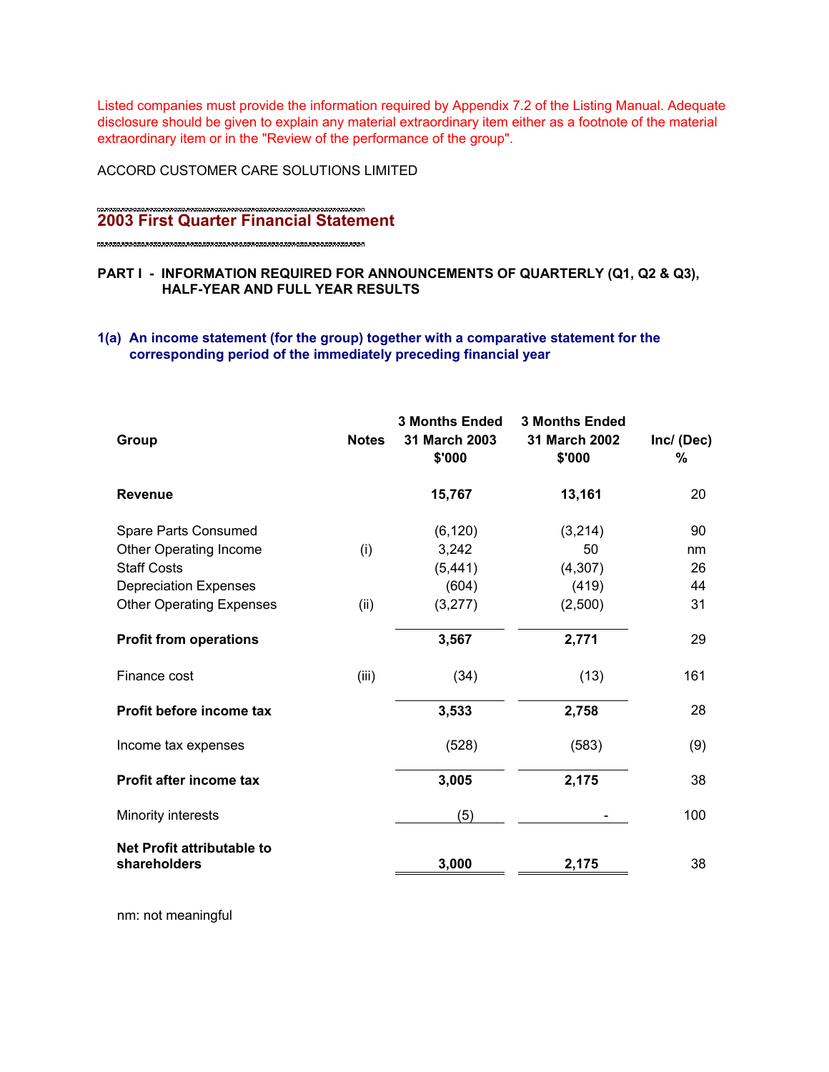Listed companies must provide the information required by Appendix 7.2 of the Listing Manual. Adequate disclosure should be given to explain any material extraordinary item either as a footnote of the material extraordinary item or in the "Review of the performance of the group".

ACCORD CUSTOMER CARE SOLUTIONS LIMITED

## 2003 First Quarter Financial Statement

### PART I - INFORMATION REQUIRED FOR ANNOUNCEMENTS OF QUARTERLY (Q1, Q2 & Q3), HALF-YEAR AND FULL YEAR RESULTS

### 1(a) An income statement (for the group) together with a comparative statement for the corresponding period of the immediately preceding financial year

| Group | Notes | 3 Months Ended 31 March 2003 $'000 | 3 Months Ended 31 March 2002 $'000 | Inc/ (Dec) % |
|---|---|---|---|---|
| **Revenue** | | **15,767** | **13,161** | 20 |
| Spare Parts Consumed | | (6,120) | (3,214) | 90 |
| Other Operating Income | (i) | 3,242 | 50 | nm |
| Staff Costs | | (5,441) | (4,307) | 26 |
| Depreciation Expenses | | (604) | (419) | 44 |
| Other Operating Expenses | (ii) | (3,277) | (2,500) | 31 |
| **Profit from operations** | | **3,567** | **2,771** | 29 |
| Finance cost | (iii) | (34) | (13) | 161 |
| **Profit before income tax** | | **3,533** | **2,758** | 28 |
| Income tax expenses | | (528) | (583) | (9) |
| **Profit after income tax** | | **3,005** | **2,175** | 38 |
| Minority interests | | (5) | - | 100 |
| **Net Profit attributable to shareholders** | | **3,000** | **2,175** | 38 |

nm: not meaningful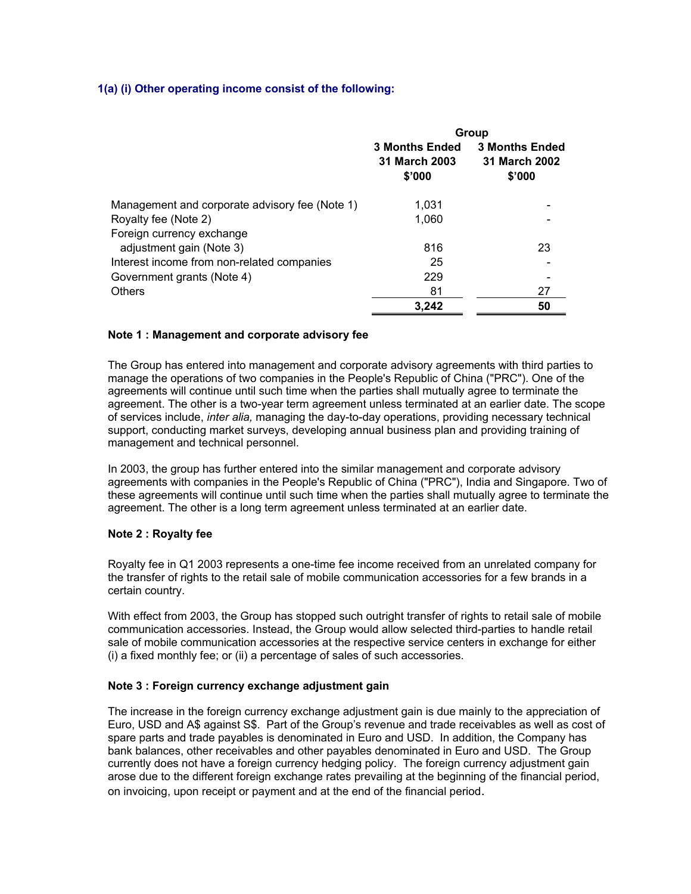### 1(a) (i) Other operating income consist of the following:

| | Group | |
|---|---|---|
| | 3 Months Ended 31 March 2003 $'000 | 3 Months Ended 31 March 2002 $'000 |
| Management and corporate advisory fee (Note 1) | 1,031 | - |
| Royalty fee (Note 2) | 1,060 | - |
| Foreign currency exchange adjustment gain (Note 3) | 816 | 23 |
| Interest income from non-related companies | 25 | - |
| Government grants (Note 4) | 229 | - |
| Others | 81 | 27 |
| | **3,242** | **50** |

**Note 1 : Management and corporate advisory fee**

The Group has entered into management and corporate advisory agreements with third parties to manage the operations of two companies in the People's Republic of China ("PRC"). One of the agreements will continue until such time when the parties shall mutually agree to terminate the agreement. The other is a two-year term agreement unless terminated at an earlier date. The scope of services include, *inter alia,* managing the day-to-day operations, providing necessary technical support, conducting market surveys, developing annual business plan and providing training of management and technical personnel.

In 2003, the group has further entered into the similar management and corporate advisory agreements with companies in the People's Republic of China ("PRC"), India and Singapore. Two of these agreements will continue until such time when the parties shall mutually agree to terminate the agreement. The other is a long term agreement unless terminated at an earlier date.

**Note 2 : Royalty fee**

Royalty fee in Q1 2003 represents a one-time fee income received from an unrelated company for the transfer of rights to the retail sale of mobile communication accessories for a few brands in a certain country.

With effect from 2003, the Group has stopped such outright transfer of rights to retail sale of mobile communication accessories. Instead, the Group would allow selected third-parties to handle retail sale of mobile communication accessories at the respective service centers in exchange for either (i) a fixed monthly fee; or (ii) a percentage of sales of such accessories.

**Note 3 : Foreign currency exchange adjustment gain**

The increase in the foreign currency exchange adjustment gain is due mainly to the appreciation of Euro, USD and A$ against S$. Part of the Group's revenue and trade receivables as well as cost of spare parts and trade payables is denominated in Euro and USD. In addition, the Company has bank balances, other receivables and other payables denominated in Euro and USD. The Group currently does not have a foreign currency hedging policy. The foreign currency adjustment gain arose due to the different foreign exchange rates prevailing at the beginning of the financial period, on invoicing, upon receipt or payment and at the end of the financial period.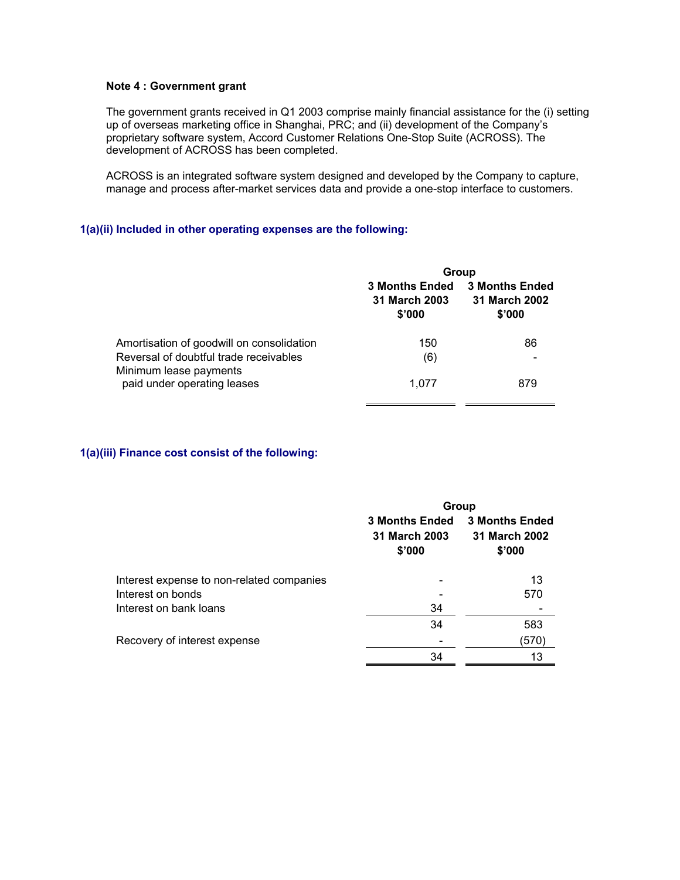**Note 4 : Government grant**

The government grants received in Q1 2003 comprise mainly financial assistance for the (i) setting up of overseas marketing office in Shanghai, PRC; and (ii) development of the Company's proprietary software system, Accord Customer Relations One-Stop Suite (ACROSS). The development of ACROSS has been completed.

ACROSS is an integrated software system designed and developed by the Company to capture, manage and process after-market services data and provide a one-stop interface to customers.

### 1(a)(ii) Included in other operating expenses are the following:

| | Group | |
|---|---|---|
| | **3 Months Ended 31 March 2003 $'000** | **3 Months Ended 31 March 2002 $'000** |
| Amortisation of goodwill on consolidation | 150 | 86 |
| Reversal of doubtful trade receivables | (6) | - |
| Minimum lease payments paid under operating leases | 1,077 | 879 |

### 1(a)(iii) Finance cost consist of the following:

| | Group | |
|---|---|---|
| | **3 Months Ended 31 March 2003 $'000** | **3 Months Ended 31 March 2002 $'000** |
| Interest expense to non-related companies | - | 13 |
| Interest on bonds | - | 570 |
| Interest on bank loans | 34 | - |
| | 34 | 583 |
| Recovery of interest expense | - | (570) |
| | 34 | 13 |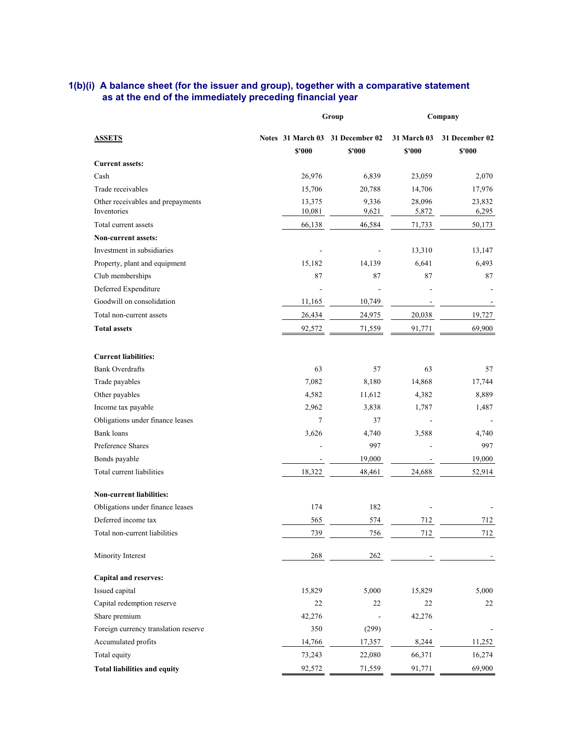### 1(b)(i) A balance sheet (for the issuer and group), together with a comparative statement as at the end of the immediately preceding financial year

| | | Group | | Company | |
|---|---|---|---|---|---|
| **ASSETS** | **Notes** | **31 March 03** | **31 December 02** | **31 March 03** | **31 December 02** |
| | | **$'000** | **$'000** | **$'000** | **$'000** |
| **Current assets:** | | | | | |
| Cash | | 26,976 | 6,839 | 23,059 | 2,070 |
| Trade receivables | | 15,706 | 20,788 | 14,706 | 17,976 |
| Other receivables and prepayments | | 13,375 | 9,336 | 28,096 | 23,832 |
| Inventories | | 10,081 | 9,621 | 5,872 | 6,295 |
| Total current assets | | 66,138 | 46,584 | 71,733 | 50,173 |
| **Non-current assets:** | | | | | |
| Investment in subsidiaries | | - | - | 13,310 | 13,147 |
| Property, plant and equipment | | 15,182 | 14,139 | 6,641 | 6,493 |
| Club memberships | | 87 | 87 | 87 | 87 |
| Deferred Expenditure | | - | - | - | - |
| Goodwill on consolidation | | 11,165 | 10,749 | - | - |
| Total non-current assets | | 26,434 | 24,975 | 20,038 | 19,727 |
| **Total assets** | | 92,572 | 71,559 | 91,771 | 69,900 |
| | | | | | |
| **Current liabilities:** | | | | | |
| Bank Overdrafts | | 63 | 57 | 63 | 57 |
| Trade payables | | 7,082 | 8,180 | 14,868 | 17,744 |
| Other payables | | 4,582 | 11,612 | 4,382 | 8,889 |
| Income tax payable | | 2,962 | 3,838 | 1,787 | 1,487 |
| Obligations under finance leases | | 7 | 37 | - | - |
| Bank loans | | 3,626 | 4,740 | 3,588 | 4,740 |
| Preference Shares | | - | 997 | - | 997 |
| Bonds payable | | - | 19,000 | - | 19,000 |
| Total current liabilities | | 18,322 | 48,461 | 24,688 | 52,914 |
| | | | | | |
| **Non-current liabilities:** | | | | | |
| Obligations under finance leases | | 174 | 182 | - | - |
| Deferred income tax | | 565 | 574 | 712 | 712 |
| Total non-current liabilities | | 739 | 756 | 712 | 712 |
| | | | | | |
| Minority Interest | | 268 | 262 | - | - |
| | | | | | |
| **Capital and reserves:** | | | | | |
| Issued capital | | 15,829 | 5,000 | 15,829 | 5,000 |
| Capital redemption reserve | | 22 | 22 | 22 | 22 |
| Share premium | | 42,276 | - | 42,276 | |
| Foreign currency translation reserve | | 350 | (299) | - | - |
| Accumulated profits | | 14,766 | 17,357 | 8,244 | 11,252 |
| Total equity | | 73,243 | 22,080 | 66,371 | 16,274 |
| **Total liabilities and equity** | | 92,572 | 71,559 | 91,771 | 69,900 |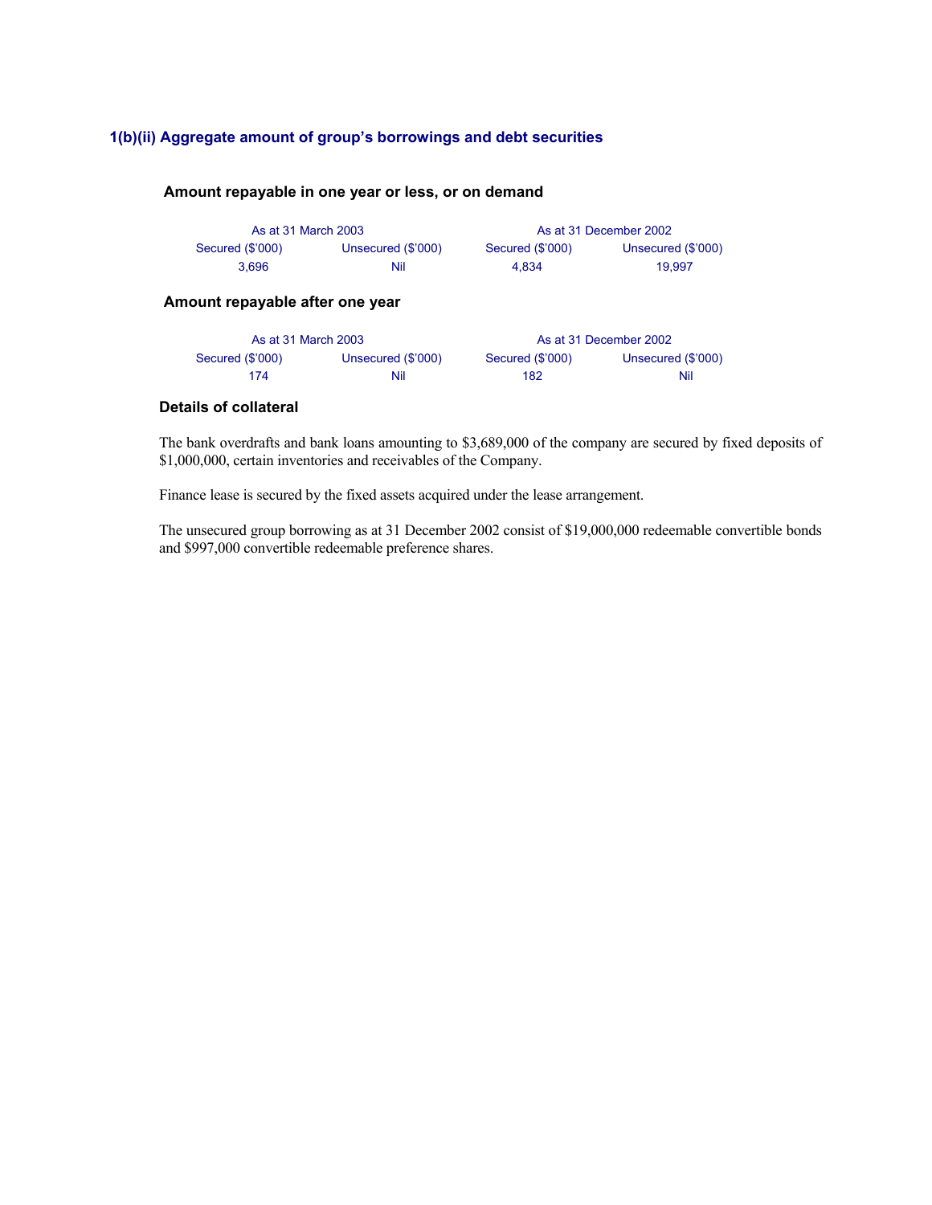## 1(b)(ii) Aggregate amount of group's borrowings and debt securities

### Amount repayable in one year or less, or on demand

| As at 31 March 2003 | | As at 31 December 2002 | |
|---|---|---|---|
| Secured ($'000) | Unsecured ($'000) | Secured ($'000) | Unsecured ($'000) |
| 3,696 | Nil | 4,834 | 19,997 |

### Amount repayable after one year

| As at 31 March 2003 | | As at 31 December 2002 | |
|---|---|---|---|
| Secured ($'000) | Unsecured ($'000) | Secured ($'000) | Unsecured ($'000) |
| 174 | Nil | 182 | Nil |

### Details of collateral

The bank overdrafts and bank loans amounting to $3,689,000 of the company are secured by fixed deposits of $1,000,000, certain inventories and receivables of the Company.

Finance lease is secured by the fixed assets acquired under the lease arrangement.

The unsecured group borrowing as at 31 December 2002 consist of $19,000,000 redeemable convertible bonds and $997,000 convertible redeemable preference shares.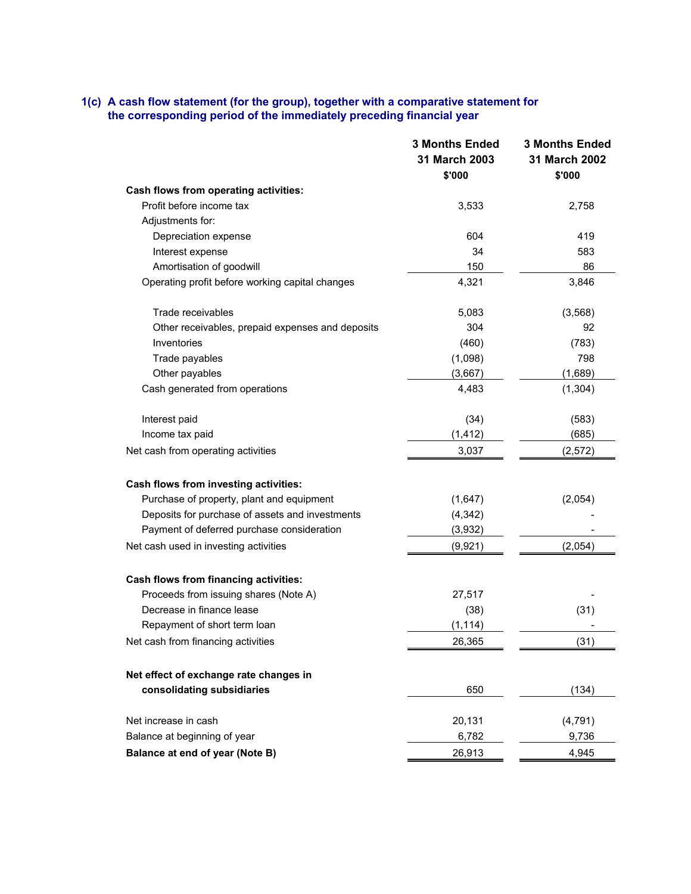### 1(c) A cash flow statement (for the group), together with a comparative statement for the corresponding period of the immediately preceding financial year

| | 3 Months Ended 31 March 2003 $'000 | 3 Months Ended 31 March 2002 $'000 |
|---|---|---|
| **Cash flows from operating activities:** | | |
| Profit before income tax | 3,533 | 2,758 |
| Adjustments for: | | |
| Depreciation expense | 604 | 419 |
| Interest expense | 34 | 583 |
| Amortisation of goodwill | 150 | 86 |
| Operating profit before working capital changes | 4,321 | 3,846 |
| | | |
| Trade receivables | 5,083 | (3,568) |
| Other receivables, prepaid expenses and deposits | 304 | 92 |
| Inventories | (460) | (783) |
| Trade payables | (1,098) | 798 |
| Other payables | (3,667) | (1,689) |
| Cash generated from operations | 4,483 | (1,304) |
| | | |
| Interest paid | (34) | (583) |
| Income tax paid | (1,412) | (685) |
| Net cash from operating activities | 3,037 | (2,572) |
| | | |
| **Cash flows from investing activities:** | | |
| Purchase of property, plant and equipment | (1,647) | (2,054) |
| Deposits for purchase of assets and investments | (4,342) | - |
| Payment of deferred purchase consideration | (3,932) | - |
| Net cash used in investing activities | (9,921) | (2,054) |
| | | |
| **Cash flows from financing activities:** | | |
| Proceeds from issuing shares (Note A) | 27,517 | - |
| Decrease in finance lease | (38) | (31) |
| Repayment of short term loan | (1,114) | - |
| Net cash from financing activities | 26,365 | (31) |
| | | |
| **Net effect of exchange rate changes in consolidating subsidiaries** | 650 | (134) |
| | | |
| Net increase in cash | 20,131 | (4,791) |
| Balance at beginning of year | 6,782 | 9,736 |
| **Balance at end of year (Note B)** | 26,913 | 4,945 |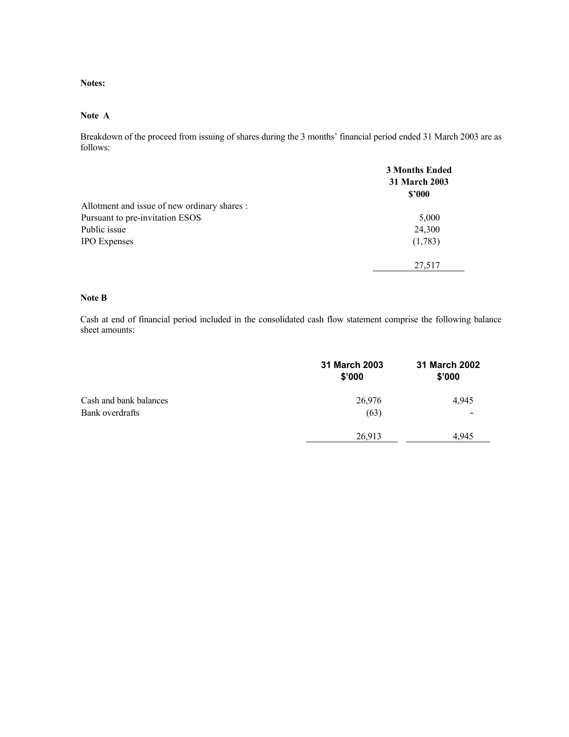**Notes:**

**Note A**

Breakdown of the proceed from issuing of shares during the 3 months' financial period ended 31 March 2003 are as follows:

| | 3 Months Ended 31 March 2003 $'000 |
|---|---|
| Allotment and issue of new ordinary shares : | |
| Pursuant to pre-invitation ESOS | 5,000 |
| Public issue | 24,300 |
| IPO Expenses | (1,783) |
| | 27,517 |

**Note B**

Cash at end of financial period included in the consolidated cash flow statement comprise the following balance sheet amounts:

| | 31 March 2003 $'000 | 31 March 2002 $'000 |
|---|---|---|
| Cash and bank balances | 26,976 | 4,945 |
| Bank overdrafts | (63) | - |
| | 26,913 | 4,945 |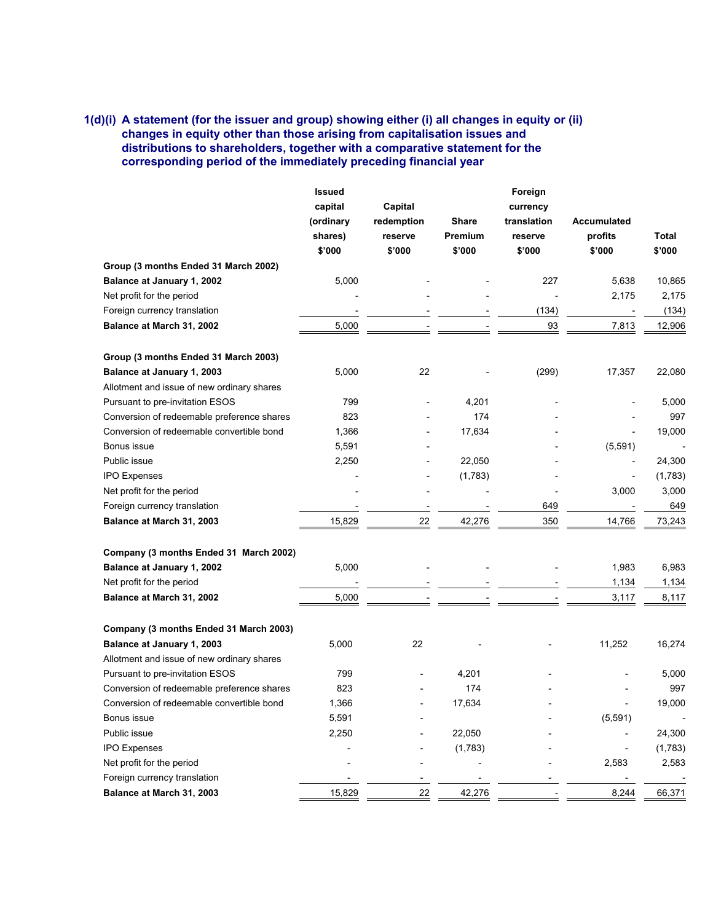### 1(d)(i) A statement (for the issuer and group) showing either (i) all changes in equity or (ii) changes in equity other than those arising from capitalisation issues and distributions to shareholders, together with a comparative statement for the corresponding period of the immediately preceding financial year

| | Issued capital (ordinary shares) $'000 | Capital redemption reserve $'000 | Share Premium $'000 | Foreign currency translation reserve $'000 | Accumulated profits $'000 | Total $'000 |
|---|---|---|---|---|---|---|
| **Group (3 months Ended 31 March 2002)** | | | | | | |
| **Balance at January 1, 2002** | 5,000 | - | - | 227 | 5,638 | 10,865 |
| Net profit for the period | - | - | - | - | 2,175 | 2,175 |
| Foreign currency translation | - | - | - | (134) | - | (134) |
| **Balance at March 31, 2002** | 5,000 | - | - | 93 | 7,813 | 12,906 |
| | | | | | | |
| **Group (3 months Ended 31 March 2003)** | | | | | | |
| **Balance at January 1, 2003** | 5,000 | 22 | - | (299) | 17,357 | 22,080 |
| Allotment and issue of new ordinary shares | | | | | | |
| Pursuant to pre-invitation ESOS | 799 | - | 4,201 | - | - | 5,000 |
| Conversion of redeemable preference shares | 823 | - | 174 | - | - | 997 |
| Conversion of redeemable convertible bond | 1,366 | - | 17,634 | - | - | 19,000 |
| Bonus issue | 5,591 | - | | - | (5,591) | - |
| Public issue | 2,250 | - | 22,050 | - | - | 24,300 |
| IPO Expenses | - | - | (1,783) | - | - | (1,783) |
| Net profit for the period | - | - | - | - | 3,000 | 3,000 |
| Foreign currency translation | - | - | - | 649 | - | 649 |
| **Balance at March 31, 2003** | 15,829 | 22 | 42,276 | 350 | 14,766 | 73,243 |
| | | | | | | |
| **Company (3 months Ended 31 March 2002)** | | | | | | |
| **Balance at January 1, 2002** | 5,000 | - | - | - | 1,983 | 6,983 |
| Net profit for the period | - | - | - | - | 1,134 | 1,134 |
| **Balance at March 31, 2002** | 5,000 | - | - | - | 3,117 | 8,117 |
| | | | | | | |
| **Company (3 months Ended 31 March 2003)** | | | | | | |
| **Balance at January 1, 2003** | 5,000 | 22 | - | - | 11,252 | 16,274 |
| Allotment and issue of new ordinary shares | | | | | | |
| Pursuant to pre-invitation ESOS | 799 | - | 4,201 | - | - | 5,000 |
| Conversion of redeemable preference shares | 823 | - | 174 | - | - | 997 |
| Conversion of redeemable convertible bond | 1,366 | - | 17,634 | - | - | 19,000 |
| Bonus issue | 5,591 | - | | - | (5,591) | - |
| Public issue | 2,250 | - | 22,050 | - | - | 24,300 |
| IPO Expenses | - | - | (1,783) | - | - | (1,783) |
| Net profit for the period | - | - | - | - | 2,583 | 2,583 |
| Foreign currency translation | - | - | - | - | - | - |
| **Balance at March 31, 2003** | 15,829 | 22 | 42,276 | - | 8,244 | 66,371 |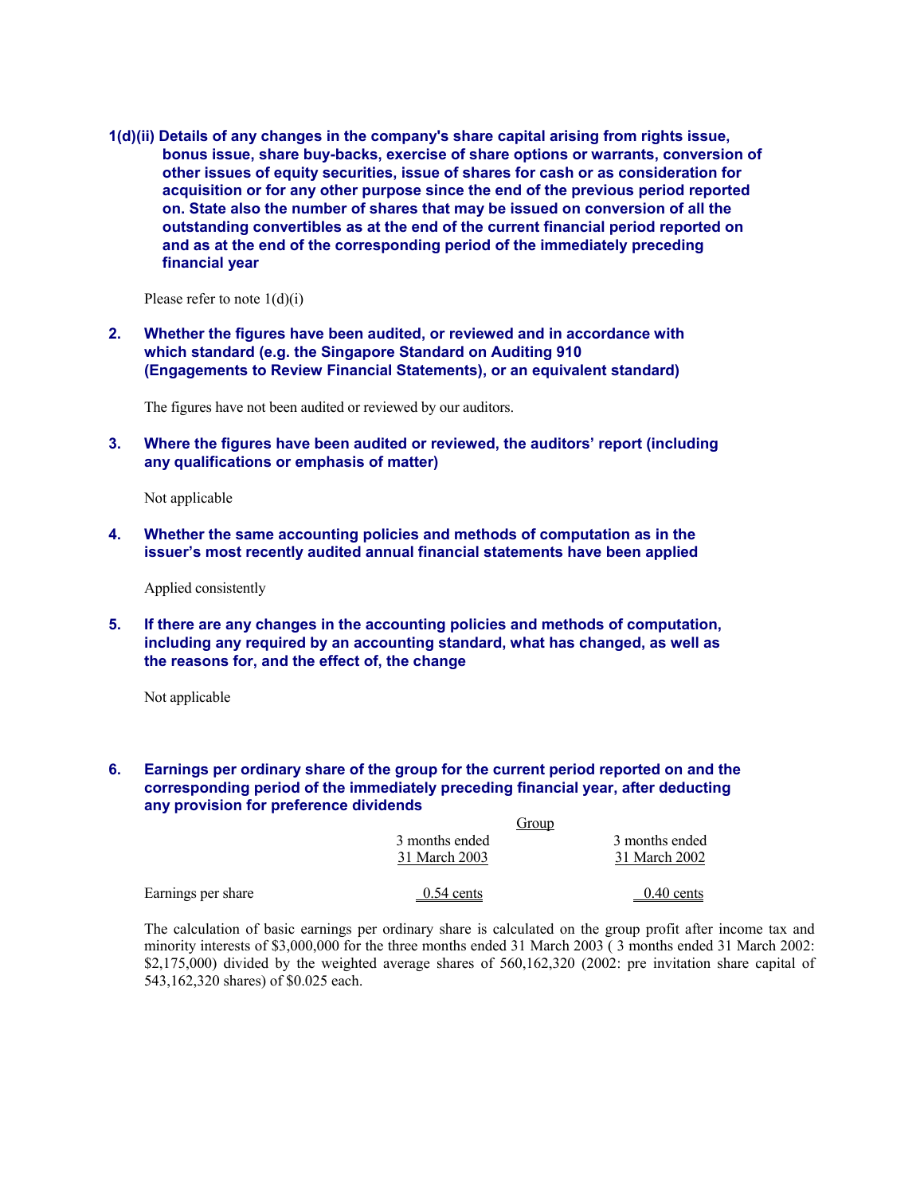**1(d)(ii) Details of any changes in the company's share capital arising from rights issue, bonus issue, share buy-backs, exercise of share options or warrants, conversion of other issues of equity securities, issue of shares for cash or as consideration for acquisition or for any other purpose since the end of the previous period reported on. State also the number of shares that may be issued on conversion of all the outstanding convertibles as at the end of the current financial period reported on and as at the end of the corresponding period of the immediately preceding financial year**

Please refer to note 1(d)(i)

**2. Whether the figures have been audited, or reviewed and in accordance with which standard (e.g. the Singapore Standard on Auditing 910 (Engagements to Review Financial Statements), or an equivalent standard)**

The figures have not been audited or reviewed by our auditors.

**3. Where the figures have been audited or reviewed, the auditors' report (including any qualifications or emphasis of matter)**

Not applicable

**4. Whether the same accounting policies and methods of computation as in the issuer's most recently audited annual financial statements have been applied**

Applied consistently

**5. If there are any changes in the accounting policies and methods of computation, including any required by an accounting standard, what has changed, as well as the reasons for, and the effect of, the change**

Not applicable

**6. Earnings per ordinary share of the group for the current period reported on and the corresponding period of the immediately preceding financial year, after deducting any provision for preference dividends**

| | Group | |
|---|---|---|
| | 3 months ended 31 March 2003 | 3 months ended 31 March 2002 |
| Earnings per share | 0.54 cents | 0.40 cents |

The calculation of basic earnings per ordinary share is calculated on the group profit after income tax and minority interests of $3,000,000 for the three months ended 31 March 2003 ( 3 months ended 31 March 2002: $2,175,000) divided by the weighted average shares of 560,162,320 (2002: pre invitation share capital of 543,162,320 shares) of $0.025 each.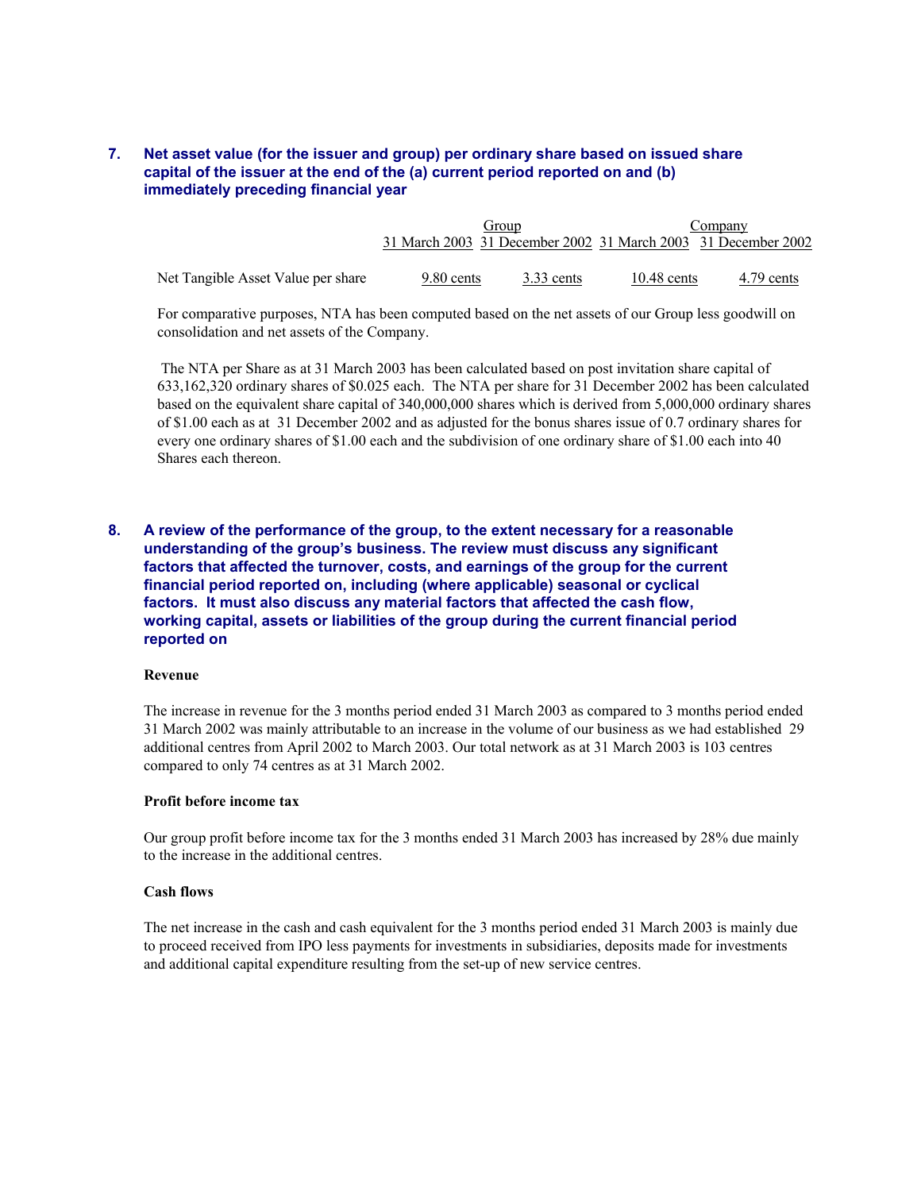## 7. Net asset value (for the issuer and group) per ordinary share based on issued share capital of the issuer at the end of the (a) current period reported on and (b) immediately preceding financial year

| | Group | | Company | |
|---|---|---|---|---|
| | 31 March 2003 | 31 December 2002 | 31 March 2003 | 31 December 2002 |
| Net Tangible Asset Value per share | 9.80 cents | 3.33 cents | 10.48 cents | 4.79 cents |

For comparative purposes, NTA has been computed based on the net assets of our Group less goodwill on consolidation and net assets of the Company.

The NTA per Share as at 31 March 2003 has been calculated based on post invitation share capital of 633,162,320 ordinary shares of $0.025 each. The NTA per share for 31 December 2002 has been calculated based on the equivalent share capital of 340,000,000 shares which is derived from 5,000,000 ordinary shares of $1.00 each as at 31 December 2002 and as adjusted for the bonus shares issue of 0.7 ordinary shares for every one ordinary shares of $1.00 each and the subdivision of one ordinary share of $1.00 each into 40 Shares each thereon.

## 8. A review of the performance of the group, to the extent necessary for a reasonable understanding of the group's business. The review must discuss any significant factors that affected the turnover, costs, and earnings of the group for the current financial period reported on, including (where applicable) seasonal or cyclical factors. It must also discuss any material factors that affected the cash flow, working capital, assets or liabilities of the group during the current financial period reported on

**Revenue**

The increase in revenue for the 3 months period ended 31 March 2003 as compared to 3 months period ended 31 March 2002 was mainly attributable to an increase in the volume of our business as we had established 29 additional centres from April 2002 to March 2003. Our total network as at 31 March 2003 is 103 centres compared to only 74 centres as at 31 March 2002.

**Profit before income tax**

Our group profit before income tax for the 3 months ended 31 March 2003 has increased by 28% due mainly to the increase in the additional centres.

**Cash flows**

The net increase in the cash and cash equivalent for the 3 months period ended 31 March 2003 is mainly due to proceed received from IPO less payments for investments in subsidiaries, deposits made for investments and additional capital expenditure resulting from the set-up of new service centres.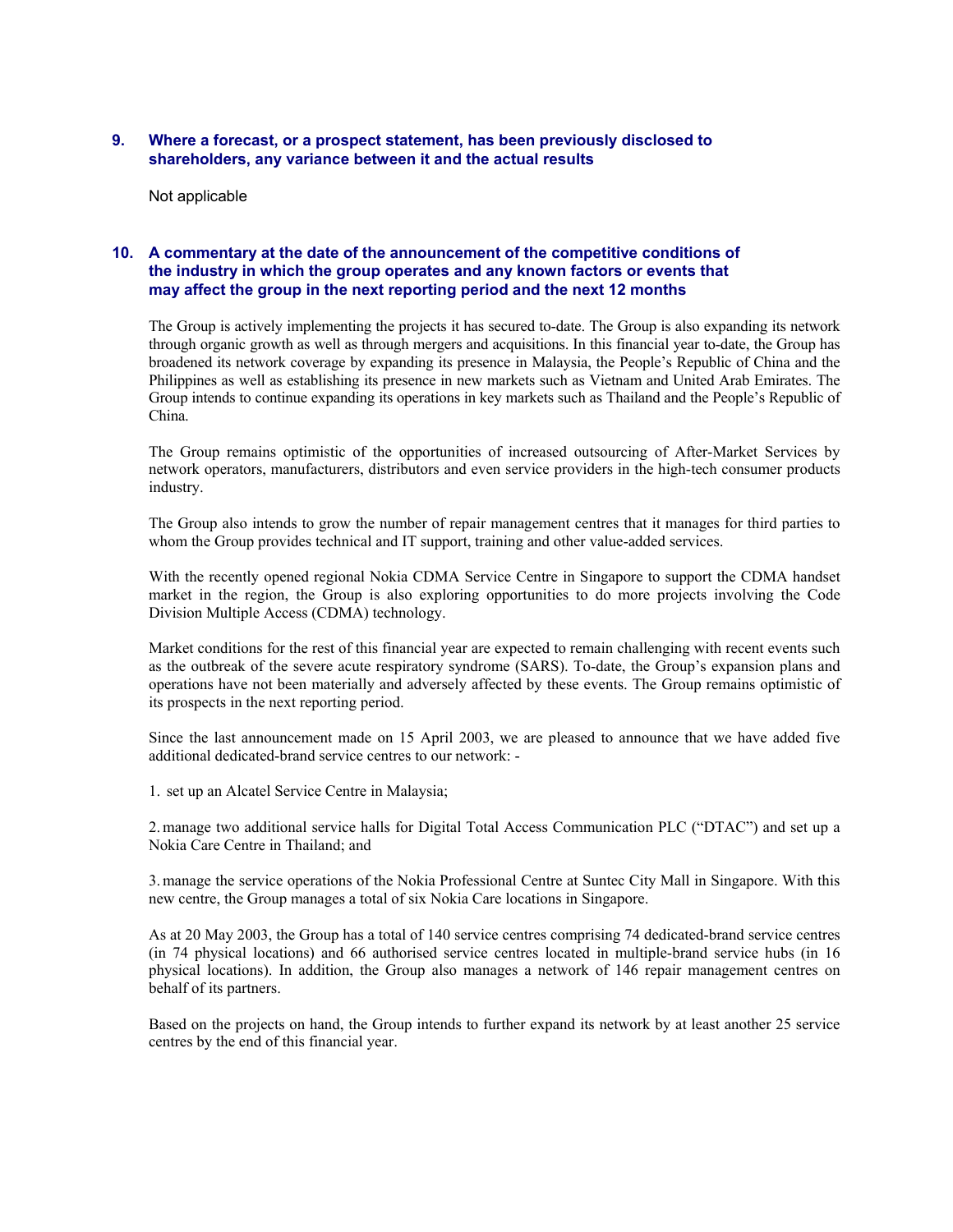### 9. Where a forecast, or a prospect statement, has been previously disclosed to shareholders, any variance between it and the actual results

Not applicable

### 10. A commentary at the date of the announcement of the competitive conditions of the industry in which the group operates and any known factors or events that may affect the group in the next reporting period and the next 12 months

The Group is actively implementing the projects it has secured to-date. The Group is also expanding its network through organic growth as well as through mergers and acquisitions. In this financial year to-date, the Group has broadened its network coverage by expanding its presence in Malaysia, the People's Republic of China and the Philippines as well as establishing its presence in new markets such as Vietnam and United Arab Emirates. The Group intends to continue expanding its operations in key markets such as Thailand and the People's Republic of China.

The Group remains optimistic of the opportunities of increased outsourcing of After-Market Services by network operators, manufacturers, distributors and even service providers in the high-tech consumer products industry.

The Group also intends to grow the number of repair management centres that it manages for third parties to whom the Group provides technical and IT support, training and other value-added services.

With the recently opened regional Nokia CDMA Service Centre in Singapore to support the CDMA handset market in the region, the Group is also exploring opportunities to do more projects involving the Code Division Multiple Access (CDMA) technology.

Market conditions for the rest of this financial year are expected to remain challenging with recent events such as the outbreak of the severe acute respiratory syndrome (SARS). To-date, the Group's expansion plans and operations have not been materially and adversely affected by these events. The Group remains optimistic of its prospects in the next reporting period.

Since the last announcement made on 15 April 2003, we are pleased to announce that we have added five additional dedicated-brand service centres to our network: -

1. set up an Alcatel Service Centre in Malaysia;

2. manage two additional service halls for Digital Total Access Communication PLC ("DTAC") and set up a Nokia Care Centre in Thailand; and

3. manage the service operations of the Nokia Professional Centre at Suntec City Mall in Singapore. With this new centre, the Group manages a total of six Nokia Care locations in Singapore.

As at 20 May 2003, the Group has a total of 140 service centres comprising 74 dedicated-brand service centres (in 74 physical locations) and 66 authorised service centres located in multiple-brand service hubs (in 16 physical locations). In addition, the Group also manages a network of 146 repair management centres on behalf of its partners.

Based on the projects on hand, the Group intends to further expand its network by at least another 25 service centres by the end of this financial year.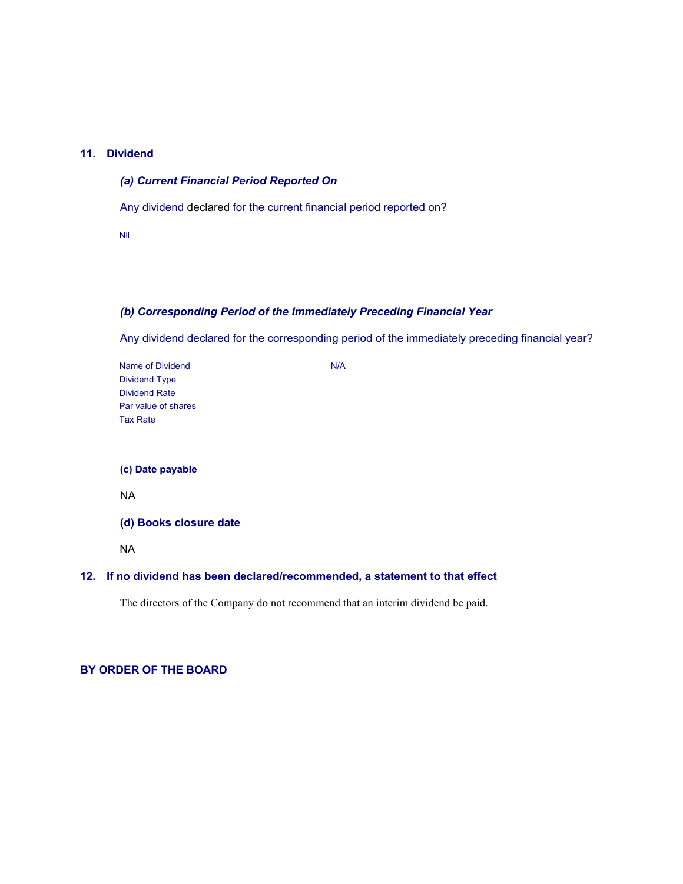## 11. Dividend

### *(a) Current Financial Period Reported On*

Any dividend declared for the current financial period reported on?

Nil

### *(b) Corresponding Period of the Immediately Preceding Financial Year*

Any dividend declared for the corresponding period of the immediately preceding financial year?

| | |
|---|---|
| Name of Dividend | N/A |
| Dividend Type | |
| Dividend Rate | |
| Par value of shares | |
| Tax Rate | |

### (c) Date payable

NA

### (d) Books closure date

NA

## 12. If no dividend has been declared/recommended, a statement to that effect

The directors of the Company do not recommend that an interim dividend be paid.

**BY ORDER OF THE BOARD**